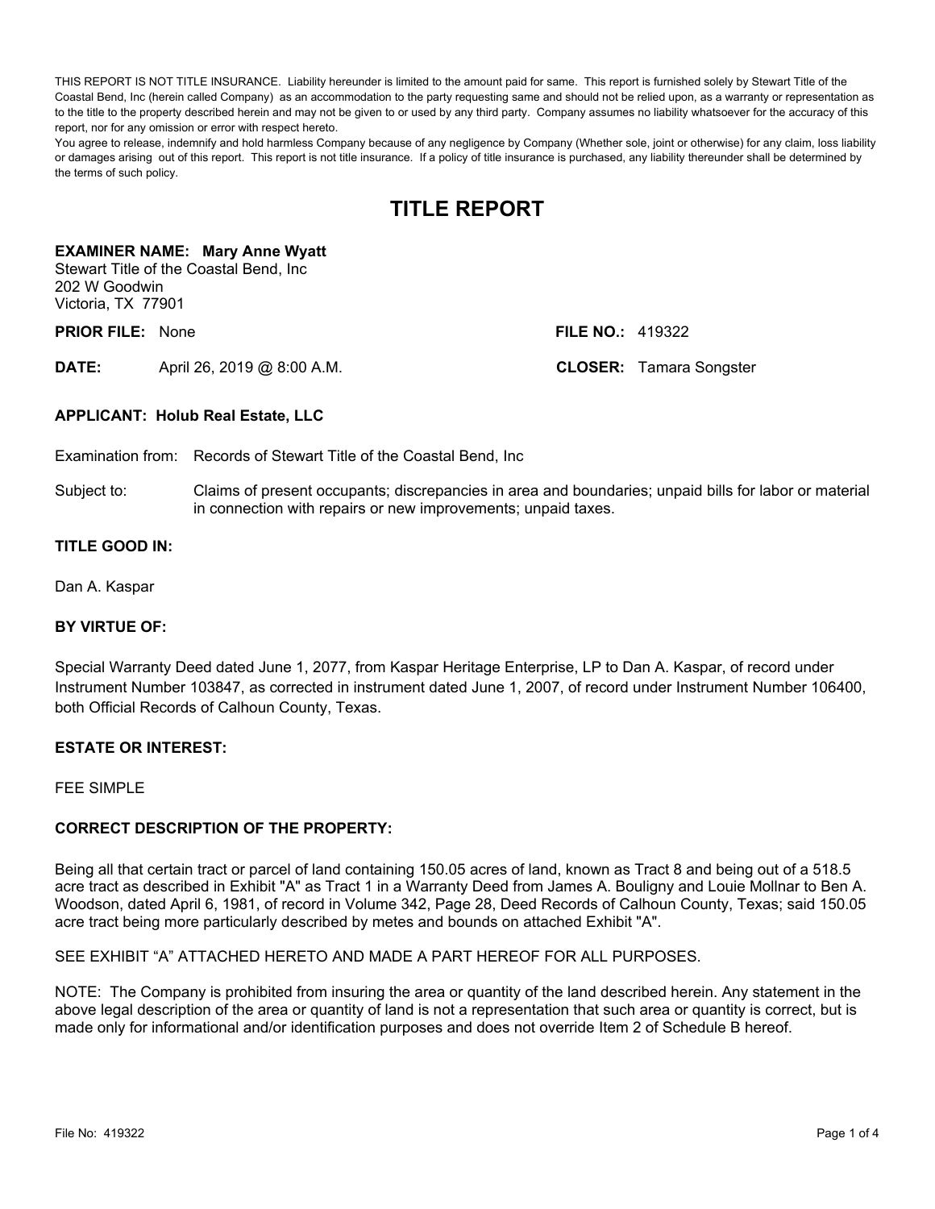THIS REPORT IS NOT TITLE INSURANCE. Liability hereunder is limited to the amount paid for same. This report is furnished solely by Stewart Title of the Coastal Bend, Inc (herein called Company) as an accommodation to the party requesting same and should not be relied upon, as a warranty or representation as to the title to the property described herein and may not be given to or used by any third party. Company assumes no liability whatsoever for the accuracy of this report, nor for any omission or error with respect hereto.

You agree to release, indemnify and hold harmless Company because of any negligence by Company (Whether sole, joint or otherwise) for any claim, loss liability or damages arising out of this report. This report is not title insurance. If a policy of title insurance is purchased, any liability thereunder shall be determined by the terms of such policy.

# TITLE REPORT

**EXAMINER NAME: Mary Anne Wyatt**
Stewart Title of the Coastal Bend, Inc
202 W Goodwin
Victoria, TX 77901

**PRIOR FILE:** None

**FILE NO.:** 419322

**DATE:** April 26, 2019 @ 8:00 A.M.

**CLOSER:** Tamara Songster

**APPLICANT: Holub Real Estate, LLC**

Examination from: Records of Stewart Title of the Coastal Bend, Inc

Subject to: Claims of present occupants; discrepancies in area and boundaries; unpaid bills for labor or material in connection with repairs or new improvements; unpaid taxes.

**TITLE GOOD IN:**

Dan A. Kaspar

**BY VIRTUE OF:**

Special Warranty Deed dated June 1, 2077, from Kaspar Heritage Enterprise, LP to Dan A. Kaspar, of record under Instrument Number 103847, as corrected in instrument dated June 1, 2007, of record under Instrument Number 106400, both Official Records of Calhoun County, Texas.

**ESTATE OR INTEREST:**

FEE SIMPLE

**CORRECT DESCRIPTION OF THE PROPERTY:**

Being all that certain tract or parcel of land containing 150.05 acres of land, known as Tract 8 and being out of a 518.5 acre tract as described in Exhibit "A" as Tract 1 in a Warranty Deed from James A. Bouligny and Louie Mollnar to Ben A. Woodson, dated April 6, 1981, of record in Volume 342, Page 28, Deed Records of Calhoun County, Texas; said 150.05 acre tract being more particularly described by metes and bounds on attached Exhibit "A".

SEE EXHIBIT "A" ATTACHED HERETO AND MADE A PART HEREOF FOR ALL PURPOSES.

NOTE: The Company is prohibited from insuring the area or quantity of the land described herein. Any statement in the above legal description of the area or quantity of land is not a representation that such area or quantity is correct, but is made only for informational and/or identification purposes and does not override Item 2 of Schedule B hereof.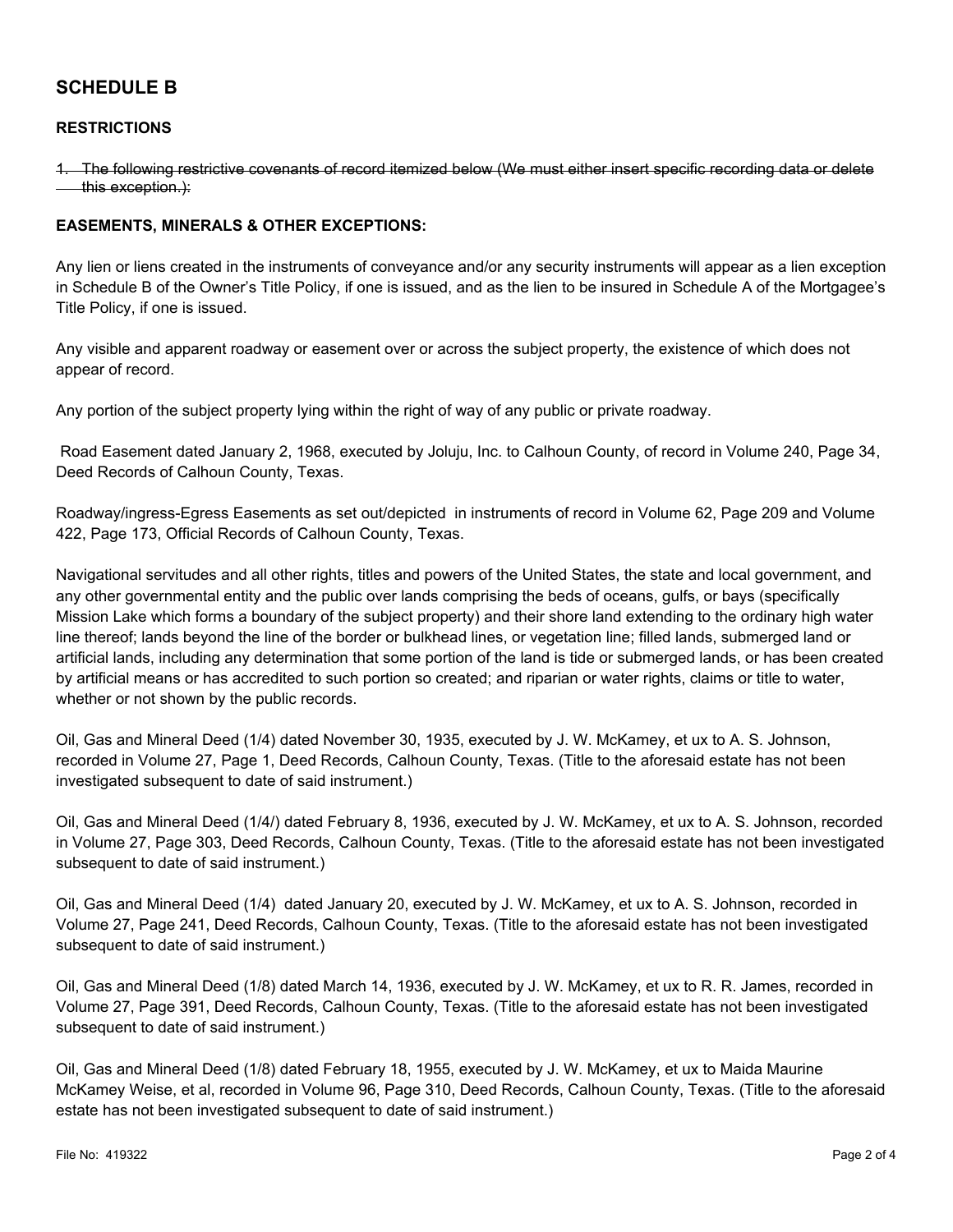## SCHEDULE B

### RESTRICTIONS

~~1. The following restrictive covenants of record itemized below (We must either insert specific recording data or delete this exception.):~~

### EASEMENTS, MINERALS & OTHER EXCEPTIONS:

Any lien or liens created in the instruments of conveyance and/or any security instruments will appear as a lien exception in Schedule B of the Owner's Title Policy, if one is issued, and as the lien to be insured in Schedule A of the Mortgagee's Title Policy, if one is issued.

Any visible and apparent roadway or easement over or across the subject property, the existence of which does not appear of record.

Any portion of the subject property lying within the right of way of any public or private roadway.

Road Easement dated January 2, 1968, executed by Joluju, Inc. to Calhoun County, of record in Volume 240, Page 34, Deed Records of Calhoun County, Texas.

Roadway/ingress-Egress Easements as set out/depicted in instruments of record in Volume 62, Page 209 and Volume 422, Page 173, Official Records of Calhoun County, Texas.

Navigational servitudes and all other rights, titles and powers of the United States, the state and local government, and any other governmental entity and the public over lands comprising the beds of oceans, gulfs, or bays (specifically Mission Lake which forms a boundary of the subject property) and their shore land extending to the ordinary high water line thereof; lands beyond the line of the border or bulkhead lines, or vegetation line; filled lands, submerged land or artificial lands, including any determination that some portion of the land is tide or submerged lands, or has been created by artificial means or has accredited to such portion so created; and riparian or water rights, claims or title to water, whether or not shown by the public records.

Oil, Gas and Mineral Deed (1/4) dated November 30, 1935, executed by J. W. McKamey, et ux to A. S. Johnson, recorded in Volume 27, Page 1, Deed Records, Calhoun County, Texas. (Title to the aforesaid estate has not been investigated subsequent to date of said instrument.)

Oil, Gas and Mineral Deed (1/4/) dated February 8, 1936, executed by J. W. McKamey, et ux to A. S. Johnson, recorded in Volume 27, Page 303, Deed Records, Calhoun County, Texas. (Title to the aforesaid estate has not been investigated subsequent to date of said instrument.)

Oil, Gas and Mineral Deed (1/4) dated January 20, executed by J. W. McKamey, et ux to A. S. Johnson, recorded in Volume 27, Page 241, Deed Records, Calhoun County, Texas. (Title to the aforesaid estate has not been investigated subsequent to date of said instrument.)

Oil, Gas and Mineral Deed (1/8) dated March 14, 1936, executed by J. W. McKamey, et ux to R. R. James, recorded in Volume 27, Page 391, Deed Records, Calhoun County, Texas. (Title to the aforesaid estate has not been investigated subsequent to date of said instrument.)

Oil, Gas and Mineral Deed (1/8) dated February 18, 1955, executed by J. W. McKamey, et ux to Maida Maurine McKamey Weise, et al, recorded in Volume 96, Page 310, Deed Records, Calhoun County, Texas. (Title to the aforesaid estate has not been investigated subsequent to date of said instrument.)

File No: 419322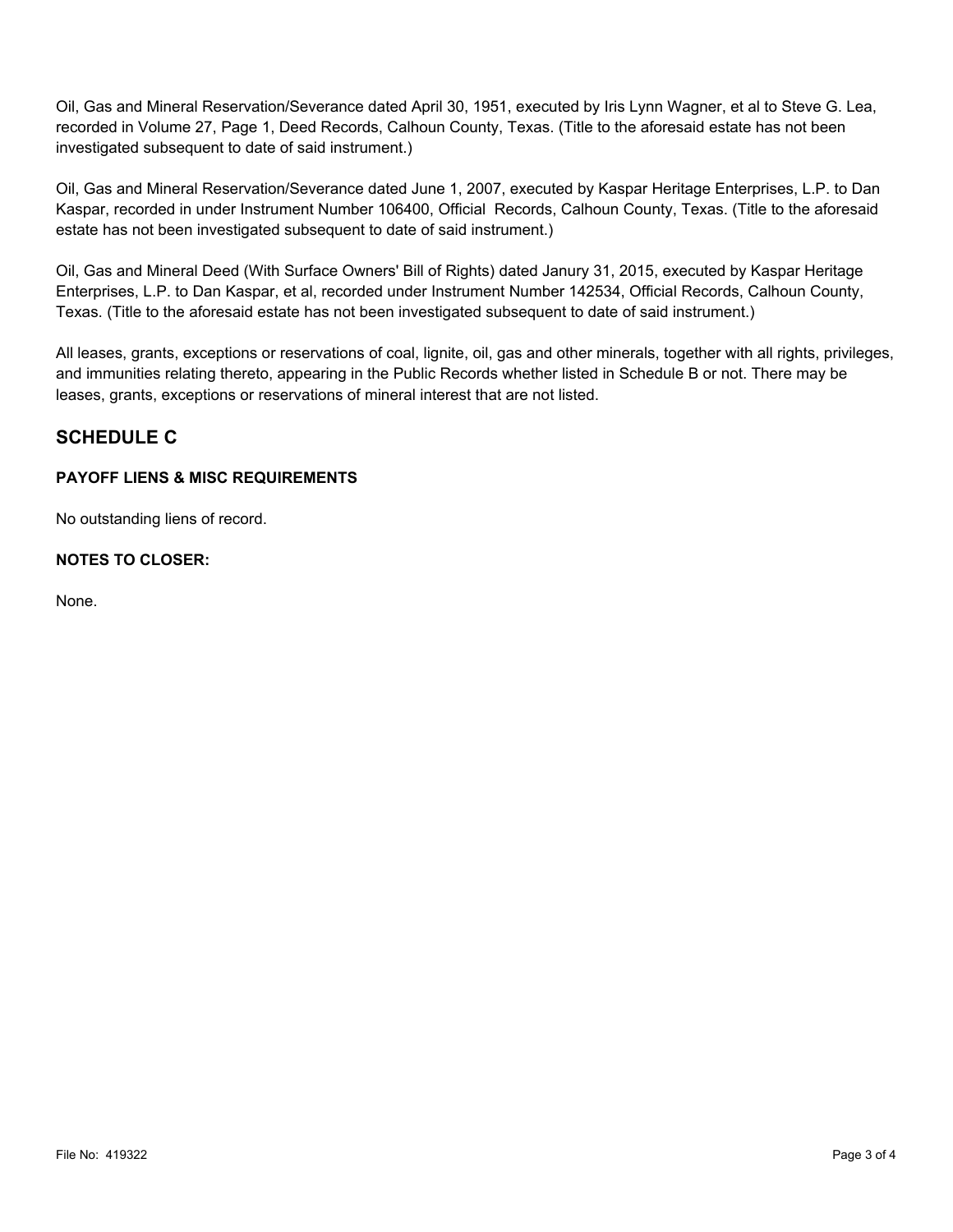Oil, Gas and Mineral Reservation/Severance dated April 30, 1951, executed by Iris Lynn Wagner, et al to Steve G. Lea, recorded in Volume 27, Page 1, Deed Records, Calhoun County, Texas. (Title to the aforesaid estate has not been investigated subsequent to date of said instrument.)

Oil, Gas and Mineral Reservation/Severance dated June 1, 2007, executed by Kaspar Heritage Enterprises, L.P. to Dan Kaspar, recorded in under Instrument Number 106400, Official Records, Calhoun County, Texas. (Title to the aforesaid estate has not been investigated subsequent to date of said instrument.)

Oil, Gas and Mineral Deed (With Surface Owners' Bill of Rights) dated Janury 31, 2015, executed by Kaspar Heritage Enterprises, L.P. to Dan Kaspar, et al, recorded under Instrument Number 142534, Official Records, Calhoun County, Texas. (Title to the aforesaid estate has not been investigated subsequent to date of said instrument.)

All leases, grants, exceptions or reservations of coal, lignite, oil, gas and other minerals, together with all rights, privileges, and immunities relating thereto, appearing in the Public Records whether listed in Schedule B or not. There may be leases, grants, exceptions or reservations of mineral interest that are not listed.

## SCHEDULE C

### PAYOFF LIENS & MISC REQUIREMENTS

No outstanding liens of record.

### NOTES TO CLOSER:

None.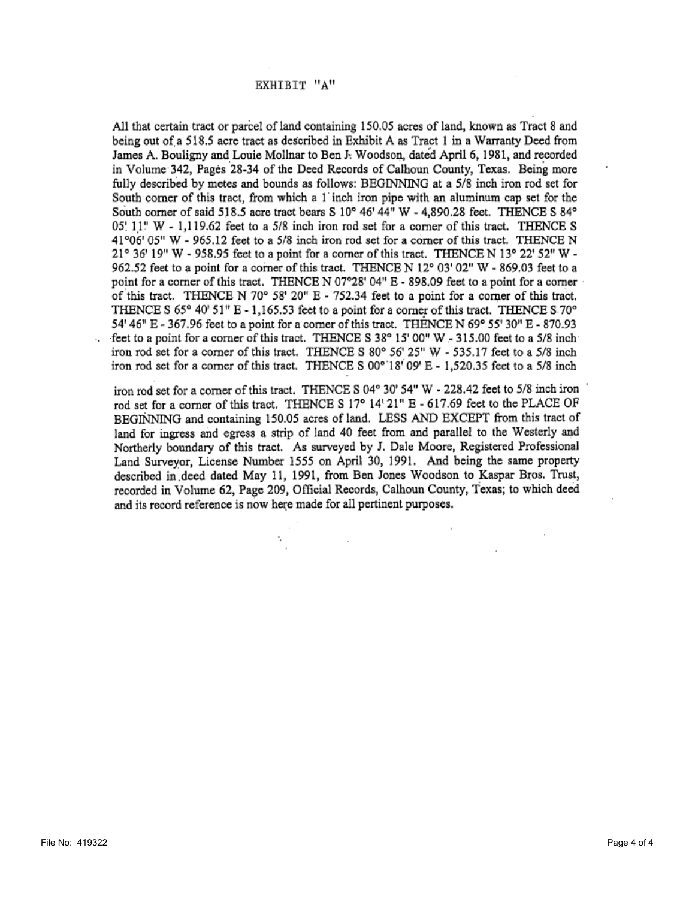EXHIBIT "A"

All that certain tract or parcel of land containing 150.05 acres of land, known as Tract 8 and being out of a 518.5 acre tract as described in Exhibit A as Tract 1 in a Warranty Deed from James A. Bouligny and Louie Mollnar to Ben J. Woodson, dated April 6, 1981, and recorded in Volume 342, Pages 28-34 of the Deed Records of Calhoun County, Texas. Being more fully described by metes and bounds as follows: BEGINNING at a 5/8 inch iron rod set for South corner of this tract, from which a 1 inch iron pipe with an aluminum cap set for the South corner of said 518.5 acre tract bears S 10° 46' 44" W - 4,890.28 feet. THENCE S 84° 05' 11" W - 1,119.62 feet to a 5/8 inch iron rod set for a corner of this tract. THENCE S 41°06' 05" W - 965.12 feet to a 5/8 inch iron rod set for a corner of this tract. THENCE N 21° 36' 19" W - 958.95 feet to a point for a corner of this tract. THENCE N 13° 22' 52" W - 962.52 feet to a point for a corner of this tract. THENCE N 12° 03' 02" W - 869.03 feet to a point for a corner of this tract. THENCE N 07°28' 04" E - 898.09 feet to a point for a corner of this tract. THENCE N 70° 58' 20" E - 752.34 feet to a point for a corner of this tract. THENCE S 65° 40' 51" E - 1,165.53 feet to a point for a corner of this tract. THENCE S 70° 54' 46" E - 367.96 feet to a point for a corner of this tract. THENCE N 69° 55' 30" E - 870.93 feet to a point for a corner of this tract. THENCE S 38° 15' 00" W - 315.00 feet to a 5/8 inch iron rod set for a corner of this tract. THENCE S 80° 56' 25" W - 535.17 feet to a 5/8 inch iron rod set for a corner of this tract. THENCE S 00° 18' 09' E - 1,520.35 feet to a 5/8 inch iron rod set for a corner of this tract. THENCE S 04° 30' 54" W - 228.42 feet to 5/8 inch iron rod set for a corner of this tract. THENCE S 17° 14' 21" E - 617.69 feet to the PLACE OF BEGINNING and containing 150.05 acres of land. LESS AND EXCEPT from this tract of land for ingress and egress a strip of land 40 feet from and parallel to the Westerly and Northerly boundary of this tract. As surveyed by J. Dale Moore, Registered Professional Land Surveyor, License Number 1555 on April 30, 1991. And being the same property described in deed dated May 11, 1991, from Ben Jones Woodson to Kaspar Bros. Trust, recorded in Volume 62, Page 209, Official Records, Calhoun County, Texas; to which deed and its record reference is now here made for all pertinent purposes.

File No: 419322